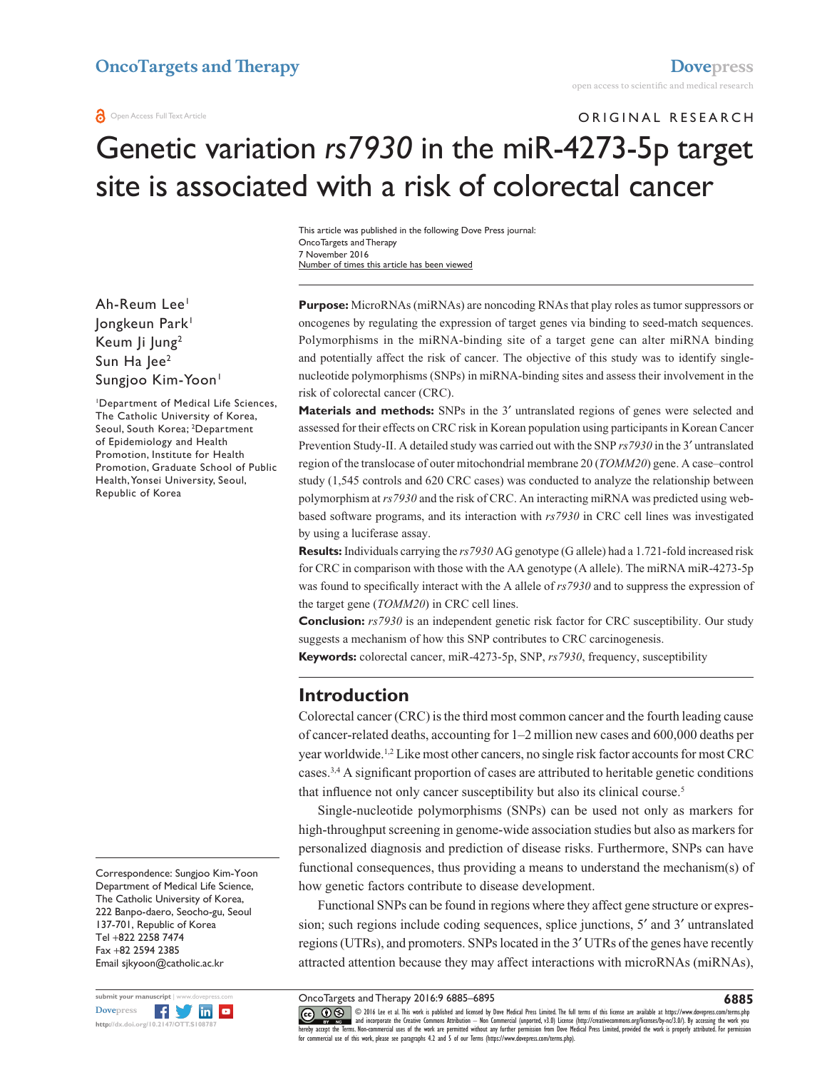ORIGINAL RESEARCH

# Genetic variation *rs7930* in the miR-4273-5p target site is associated with a risk of colorectal cancer

This article was published in the following Dove Press journal:
OncoTargets and Therapy
7 November 2016
Number of times this article has been viewed

Ah-Reum Lee[1]
Jongkeun Park[1]
Keum Ji Jung[2]
Sun Ha Jee[2]
Sungjoo Kim-Yoon[1]

[1]Department of Medical Life Sciences, The Catholic University of Korea, Seoul, South Korea; [2]Department of Epidemiology and Health Promotion, Institute for Health Promotion, Graduate School of Public Health, Yonsei University, Seoul, Republic of Korea

**Purpose:** MicroRNAs (miRNAs) are noncoding RNAs that play roles as tumor suppressors or oncogenes by regulating the expression of target genes via binding to seed-match sequences. Polymorphisms in the miRNA-binding site of a target gene can alter miRNA binding and potentially affect the risk of cancer. The objective of this study was to identify single-nucleotide polymorphisms (SNPs) in miRNA-binding sites and assess their involvement in the risk of colorectal cancer (CRC).

**Materials and methods:** SNPs in the 3′ untranslated regions of genes were selected and assessed for their effects on CRC risk in Korean population using participants in Korean Cancer Prevention Study-II. A detailed study was carried out with the SNP *rs7930* in the 3′ untranslated region of the translocase of outer mitochondrial membrane 20 (*TOMM20*) gene. A case–control study (1,545 controls and 620 CRC cases) was conducted to analyze the relationship between polymorphism at *rs7930* and the risk of CRC. An interacting miRNA was predicted using web-based software programs, and its interaction with *rs7930* in CRC cell lines was investigated by using a luciferase assay.

**Results:** Individuals carrying the *rs7930* AG genotype (G allele) had a 1.721-fold increased risk for CRC in comparison with those with the AA genotype (A allele). The miRNA miR-4273-5p was found to specifically interact with the A allele of *rs7930* and to suppress the expression of the target gene (*TOMM20*) in CRC cell lines.

**Conclusion:** *rs7930* is an independent genetic risk factor for CRC susceptibility. Our study suggests a mechanism of how this SNP contributes to CRC carcinogenesis.

**Keywords:** colorectal cancer, miR-4273-5p, SNP, *rs7930*, frequency, susceptibility

## Introduction

Colorectal cancer (CRC) is the third most common cancer and the fourth leading cause of cancer-related deaths, accounting for 1–2 million new cases and 600,000 deaths per year worldwide.[1,2] Like most other cancers, no single risk factor accounts for most CRC cases.[3,4] A significant proportion of cases are attributed to heritable genetic conditions that influence not only cancer susceptibility but also its clinical course.[5]

Single-nucleotide polymorphisms (SNPs) can be used not only as markers for high-throughput screening in genome-wide association studies but also as markers for personalized diagnosis and prediction of disease risks. Furthermore, SNPs can have functional consequences, thus providing a means to understand the mechanism(s) of how genetic factors contribute to disease development.

Functional SNPs can be found in regions where they affect gene structure or expression; such regions include coding sequences, splice junctions, 5′ and 3′ untranslated regions (UTRs), and promoters. SNPs located in the 3′ UTRs of the genes have recently attracted attention because they may affect interactions with microRNAs (miRNAs),

Correspondence: Sungjoo Kim-Yoon
Department of Medical Life Science, The Catholic University of Korea, 222 Banpo-daero, Seocho-gu, Seoul 137-701, Republic of Korea
Tel +822 2258 7474
Fax +82 2594 2385
Email sjkyoon@catholic.ac.kr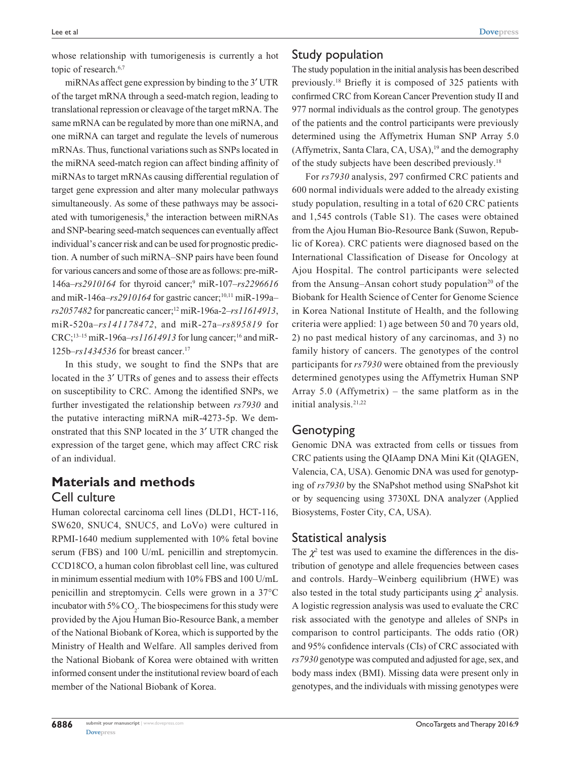whose relationship with tumorigenesis is currently a hot topic of research.[6,7]

miRNAs affect gene expression by binding to the 3′ UTR of the target mRNA through a seed-match region, leading to translational repression or cleavage of the target mRNA. The same mRNA can be regulated by more than one miRNA, and one miRNA can target and regulate the levels of numerous mRNAs. Thus, functional variations such as SNPs located in the miRNA seed-match region can affect binding affinity of miRNAs to target mRNAs causing differential regulation of target gene expression and alter many molecular pathways simultaneously. As some of these pathways may be associated with tumorigenesis,[8] the interaction between miRNAs and SNP-bearing seed-match sequences can eventually affect individual's cancer risk and can be used for prognostic prediction. A number of such miRNA–SNP pairs have been found for various cancers and some of those are as follows: pre-miR-146a–*rs2910164* for thyroid cancer;[9] miR-107–*rs2296616* and miR-146a–*rs2910164* for gastric cancer;[10,11] miR-199a–*rs2057482* for pancreatic cancer;[12] miR-196a-2–*rs11614913*, miR-520a–*rs141178472*, and miR-27a–*rs895819* for CRC;[13–15] miR-196a–*rs11614913* for lung cancer;[16] and miR-125b–*rs1434536* for breast cancer.[17]

In this study, we sought to find the SNPs that are located in the 3′ UTRs of genes and to assess their effects on susceptibility to CRC. Among the identified SNPs, we further investigated the relationship between *rs7930* and the putative interacting miRNA miR-4273-5p. We demonstrated that this SNP located in the 3′ UTR changed the expression of the target gene, which may affect CRC risk of an individual.

# Materials and methods

## Cell culture

Human colorectal carcinoma cell lines (DLD1, HCT-116, SW620, SNUC4, SNUC5, and LoVo) were cultured in RPMI-1640 medium supplemented with 10% fetal bovine serum (FBS) and 100 U/mL penicillin and streptomycin. CCD18CO, a human colon fibroblast cell line, was cultured in minimum essential medium with 10% FBS and 100 U/mL penicillin and streptomycin. Cells were grown in a 37°C incubator with 5% $CO_2$. The biospecimens for this study were provided by the Ajou Human Bio-Resource Bank, a member of the National Biobank of Korea, which is supported by the Ministry of Health and Welfare. All samples derived from the National Biobank of Korea were obtained with written informed consent under the institutional review board of each member of the National Biobank of Korea.

## Study population

The study population in the initial analysis has been described previously.[18] Briefly it is composed of 325 patients with confirmed CRC from Korean Cancer Prevention study II and 977 normal individuals as the control group. The genotypes of the patients and the control participants were previously determined using the Affymetrix Human SNP Array 5.0 (Affymetrix, Santa Clara, CA, USA),[19] and the demography of the study subjects have been described previously.[18]

For *rs7930* analysis, 297 confirmed CRC patients and 600 normal individuals were added to the already existing study population, resulting in a total of 620 CRC patients and 1,545 controls (Table S1). The cases were obtained from the Ajou Human Bio-Resource Bank (Suwon, Republic of Korea). CRC patients were diagnosed based on the International Classification of Disease for Oncology at Ajou Hospital. The control participants were selected from the Ansung–Ansan cohort study population[20] of the Biobank for Health Science of Center for Genome Science in Korea National Institute of Health, and the following criteria were applied: 1) age between 50 and 70 years old, 2) no past medical history of any carcinomas, and 3) no family history of cancers. The genotypes of the control participants for *rs7930* were obtained from the previously determined genotypes using the Affymetrix Human SNP Array 5.0 (Affymetrix) – the same platform as in the initial analysis.[21,22]

## Genotyping

Genomic DNA was extracted from cells or tissues from CRC patients using the QIAamp DNA Mini Kit (QIAGEN, Valencia, CA, USA). Genomic DNA was used for genotyping of *rs7930* by the SNaPshot method using SNaPshot kit or by sequencing using 3730XL DNA analyzer (Applied Biosystems, Foster City, CA, USA).

## Statistical analysis

The $\chi^2$ test was used to examine the differences in the distribution of genotype and allele frequencies between cases and controls. Hardy–Weinberg equilibrium (HWE) was also tested in the total study participants using $\chi^2$ analysis. A logistic regression analysis was used to evaluate the CRC risk associated with the genotype and alleles of SNPs in comparison to control participants. The odds ratio (OR) and 95% confidence intervals (CIs) of CRC associated with *rs7930* genotype was computed and adjusted for age, sex, and body mass index (BMI). Missing data were present only in genotypes, and the individuals with missing genotypes were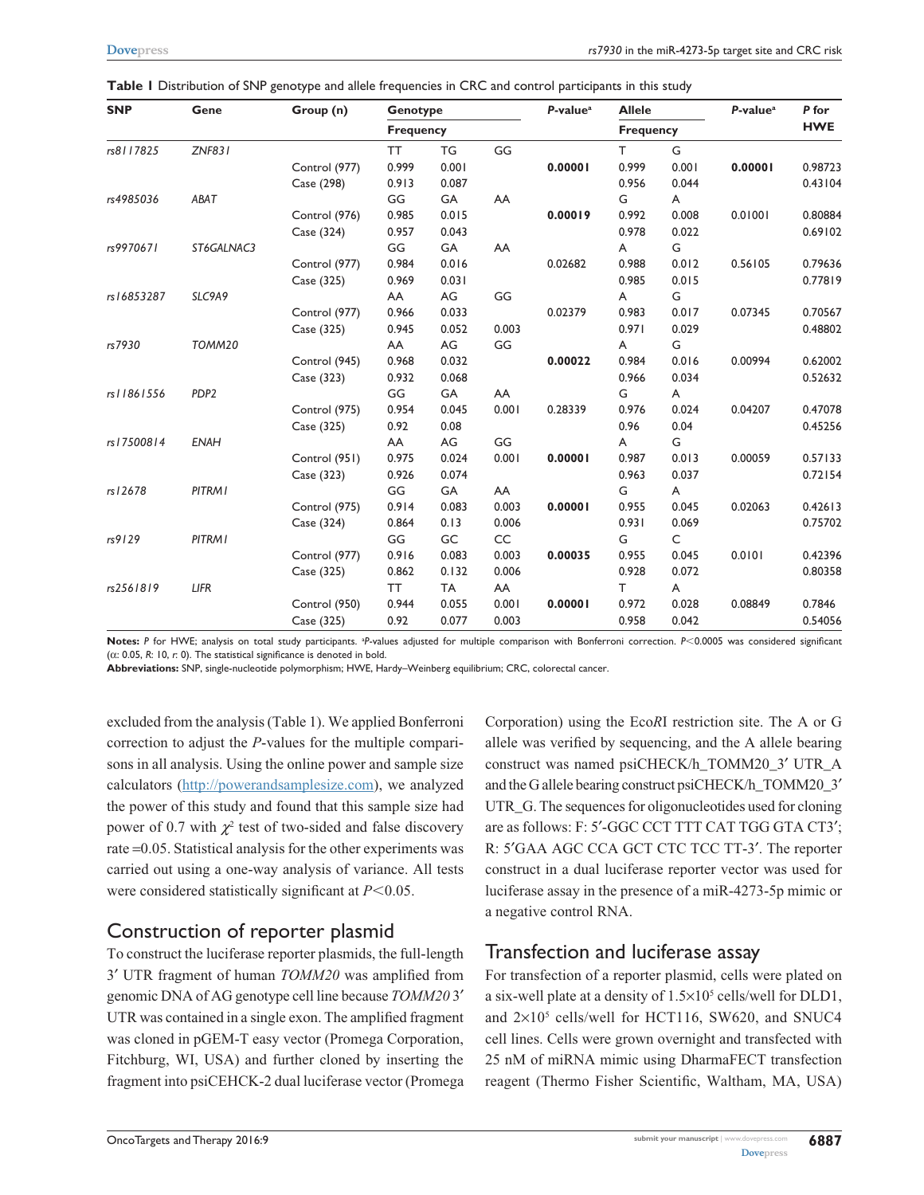**Table 1** Distribution of SNP genotype and allele frequencies in CRC and control participants in this study

| SNP | Gene | Group (n) | Genotype | | | P-value[a] | Allele | | P-value[a] | P for HWE |
|---|---|---|---|---|---|---|---|---|---|---|
| | | | Frequency | | | | Frequency | | | |
| *rs8117825* | *ZNF831* | | TT | TG | GG | | T | G | | |
| | | Control (977) | 0.999 | 0.001 | | **0.00001** | 0.999 | 0.001 | **0.00001** | 0.98723 |
| | | Case (298) | 0.913 | 0.087 | | | 0.956 | 0.044 | | 0.43104 |
| *rs4985036* | *ABAT* | | GG | GA | AA | | G | A | | |
| | | Control (976) | 0.985 | 0.015 | | **0.00019** | 0.992 | 0.008 | 0.01001 | 0.80884 |
| | | Case (324) | 0.957 | 0.043 | | | 0.978 | 0.022 | | 0.69102 |
| *rs9970671* | *ST6GALNAC3* | | GG | GA | AA | | A | G | | |
| | | Control (977) | 0.984 | 0.016 | | 0.02682 | 0.988 | 0.012 | 0.56105 | 0.79636 |
| | | Case (325) | 0.969 | 0.031 | | | 0.985 | 0.015 | | 0.77819 |
| *rs16853287* | *SLC9A9* | | AA | AG | GG | | A | G | | |
| | | Control (977) | 0.966 | 0.033 | | 0.02379 | 0.983 | 0.017 | 0.07345 | 0.70567 |
| | | Case (325) | 0.945 | 0.052 | 0.003 | | 0.971 | 0.029 | | 0.48802 |
| *rs7930* | *TOMM20* | | AA | AG | GG | | A | G | | |
| | | Control (945) | 0.968 | 0.032 | | **0.00022** | 0.984 | 0.016 | 0.00994 | 0.62002 |
| | | Case (323) | 0.932 | 0.068 | | | 0.966 | 0.034 | | 0.52632 |
| *rs11861556* | *PDP2* | | GG | GA | AA | | G | A | | |
| | | Control (975) | 0.954 | 0.045 | 0.001 | 0.28339 | 0.976 | 0.024 | 0.04207 | 0.47078 |
| | | Case (325) | 0.92 | 0.08 | | | 0.96 | 0.04 | | 0.45256 |
| *rs17500814* | *ENAH* | | AA | AG | GG | | A | G | | |
| | | Control (951) | 0.975 | 0.024 | 0.001 | **0.00001** | 0.987 | 0.013 | 0.00059 | 0.57133 |
| | | Case (323) | 0.926 | 0.074 | | | 0.963 | 0.037 | | 0.72154 |
| *rs12678* | *PITRM1* | | GG | GA | AA | | G | A | | |
| | | Control (975) | 0.914 | 0.083 | 0.003 | **0.00001** | 0.955 | 0.045 | 0.02063 | 0.42613 |
| | | Case (324) | 0.864 | 0.13 | 0.006 | | 0.931 | 0.069 | | 0.75702 |
| *rs9129* | *PITRM1* | | GG | GC | CC | | G | C | | |
| | | Control (977) | 0.916 | 0.083 | 0.003 | **0.00035** | 0.955 | 0.045 | 0.0101 | 0.42396 |
| | | Case (325) | 0.862 | 0.132 | 0.006 | | 0.928 | 0.072 | | 0.80358 |
| *rs2561819* | *LIFR* | | TT | TA | AA | | T | A | | |
| | | Control (950) | 0.944 | 0.055 | 0.001 | **0.00001** | 0.972 | 0.028 | 0.08849 | 0.7846 |
| | | Case (325) | 0.92 | 0.077 | 0.003 | | 0.958 | 0.042 | | 0.54056 |

**Notes:** *P* for HWE; analysis on total study participants. [a]*P*-values adjusted for multiple comparison with Bonferroni correction. $P<0.0005$ was considered significant (α: 0.05, *R*: 10, *r*: 0). The statistical significance is denoted in bold.
**Abbreviations:** SNP, single-nucleotide polymorphism; HWE, Hardy–Weinberg equilibrium; CRC, colorectal cancer.

excluded from the analysis (Table 1). We applied Bonferroni correction to adjust the *P*-values for the multiple comparisons in all analysis. Using the online power and sample size calculators (http://powerandsamplesize.com), we analyzed the power of this study and found that this sample size had power of 0.7 with $\chi^2$ test of two-sided and false discovery rate =0.05. Statistical analysis for the other experiments was carried out using a one-way analysis of variance. All tests were considered statistically significant at $P<0.05$.

## Construction of reporter plasmid

To construct the luciferase reporter plasmids, the full-length 3′ UTR fragment of human *TOMM20* was amplified from genomic DNA of AG genotype cell line because *TOMM20* 3′ UTR was contained in a single exon. The amplified fragment was cloned in pGEM-T easy vector (Promega Corporation, Fitchburg, WI, USA) and further cloned by inserting the fragment into psiCEHCK-2 dual luciferase vector (Promega Corporation) using the Eco*R*I restriction site. The A or G allele was verified by sequencing, and the A allele bearing construct was named psiCHECK/h_TOMM20_3′ UTR_A and the G allele bearing construct psiCHECK/h_TOMM20_3′ UTR_G. The sequences for oligonucleotides used for cloning are as follows: F: 5′-GGC CCT TTT CAT TGG GTA CT3′; R: 5′GAA AGC CCA GCT CTC TCC TT-3′. The reporter construct in a dual luciferase reporter vector was used for luciferase assay in the presence of a miR-4273-5p mimic or a negative control RNA.

## Transfection and luciferase assay

For transfection of a reporter plasmid, cells were plated on a six-well plate at a density of $1.5\times10^5$ cells/well for DLD1, and $2\times10^5$ cells/well for HCT116, SW620, and SNUC4 cell lines. Cells were grown overnight and transfected with 25 nM of miRNA mimic using DharmaFECT transfection reagent (Thermo Fisher Scientific, Waltham, MA, USA)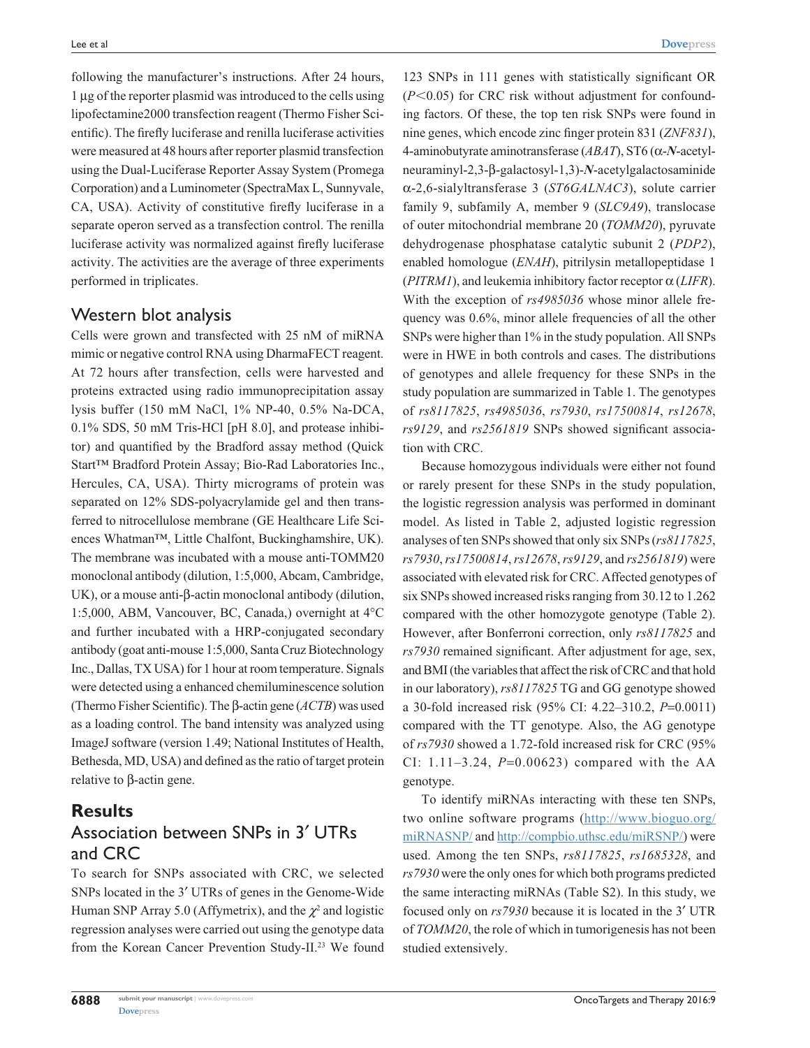following the manufacturer's instructions. After 24 hours, 1 μg of the reporter plasmid was introduced to the cells using lipofectamine2000 transfection reagent (Thermo Fisher Scientific). The firefly luciferase and renilla luciferase activities were measured at 48 hours after reporter plasmid transfection using the Dual-Luciferase Reporter Assay System (Promega Corporation) and a Luminometer (SpectraMax L, Sunnyvale, CA, USA). Activity of constitutive firefly luciferase in a separate operon served as a transfection control. The renilla luciferase activity was normalized against firefly luciferase activity. The activities are the average of three experiments performed in triplicates.

## Western blot analysis

Cells were grown and transfected with 25 nM of miRNA mimic or negative control RNA using DharmaFECT reagent. At 72 hours after transfection, cells were harvested and proteins extracted using radio immunoprecipitation assay lysis buffer (150 mM NaCl, 1% NP-40, 0.5% Na-DCA, 0.1% SDS, 50 mM Tris-HCl [pH 8.0], and protease inhibitor) and quantified by the Bradford assay method (Quick Start™ Bradford Protein Assay; Bio-Rad Laboratories Inc., Hercules, CA, USA). Thirty micrograms of protein was separated on 12% SDS-polyacrylamide gel and then transferred to nitrocellulose membrane (GE Healthcare Life Sciences Whatman™, Little Chalfont, Buckinghamshire, UK). The membrane was incubated with a mouse anti-TOMM20 monoclonal antibody (dilution, 1:5,000, Abcam, Cambridge, UK), or a mouse anti-β-actin monoclonal antibody (dilution, 1:5,000, ABM, Vancouver, BC, Canada,) overnight at 4°C and further incubated with a HRP-conjugated secondary antibody (goat anti-mouse 1:5,000, Santa Cruz Biotechnology Inc., Dallas, TX USA) for 1 hour at room temperature. Signals were detected using a enhanced chemiluminescence solution (Thermo Fisher Scientific). The β-actin gene (*ACTB*) was used as a loading control. The band intensity was analyzed using ImageJ software (version 1.49; National Institutes of Health, Bethesda, MD, USA) and defined as the ratio of target protein relative to β-actin gene.

# Results

## Association between SNPs in 3′ UTRs and CRC

To search for SNPs associated with CRC, we selected SNPs located in the 3′ UTRs of genes in the Genome-Wide Human SNP Array 5.0 (Affymetrix), and the $\chi^2$ and logistic regression analyses were carried out using the genotype data from the Korean Cancer Prevention Study-II.[23] We found 123 SNPs in 111 genes with statistically significant OR ($P<0.05$) for CRC risk without adjustment for confounding factors. Of these, the top ten risk SNPs were found in nine genes, which encode zinc finger protein 831 (*ZNF831*), 4-aminobutyrate aminotransferase (*ABAT*), ST6 (α-*N*-acetyl-neuraminyl-2,3-β-galactosyl-1,3)-*N*-acetylgalactosaminide α-2,6-sialyltransferase 3 (*ST6GALNAC3*), solute carrier family 9, subfamily A, member 9 (*SLC9A9*), translocase of outer mitochondrial membrane 20 (*TOMM20*), pyruvate dehydrogenase phosphatase catalytic subunit 2 (*PDP2*), enabled homologue (*ENAH*), pitrilysin metallopeptidase 1 (*PITRM1*), and leukemia inhibitory factor receptor α (*LIFR*). With the exception of *rs4985036* whose minor allele frequency was 0.6%, minor allele frequencies of all the other SNPs were higher than 1% in the study population. All SNPs were in HWE in both controls and cases. The distributions of genotypes and allele frequency for these SNPs in the study population are summarized in Table 1. The genotypes of *rs8117825*, *rs4985036*, *rs7930*, *rs17500814*, *rs12678*, *rs9129*, and *rs2561819* SNPs showed significant association with CRC.

Because homozygous individuals were either not found or rarely present for these SNPs in the study population, the logistic regression analysis was performed in dominant model. As listed in Table 2, adjusted logistic regression analyses of ten SNPs showed that only six SNPs (*rs8117825*, *rs7930*, *rs17500814*, *rs12678*, *rs9129*, and *rs2561819*) were associated with elevated risk for CRC. Affected genotypes of six SNPs showed increased risks ranging from 30.12 to 1.262 compared with the other homozygote genotype (Table 2). However, after Bonferroni correction, only *rs8117825* and *rs7930* remained significant. After adjustment for age, sex, and BMI (the variables that affect the risk of CRC and that hold in our laboratory), *rs8117825* TG and GG genotype showed a 30-fold increased risk (95% CI: 4.22–310.2, $P$=0.0011) compared with the TT genotype. Also, the AG genotype of *rs7930* showed a 1.72-fold increased risk for CRC (95% CI: 1.11–3.24, $P$=0.00623) compared with the AA genotype.

To identify miRNAs interacting with these ten SNPs, two online software programs (http://www.bioguo.org/miRNASNP/ and http://compbio.uthsc.edu/miRSNP/) were used. Among the ten SNPs, *rs8117825*, *rs1685328*, and *rs7930* were the only ones for which both programs predicted the same interacting miRNAs (Table S2). In this study, we focused only on *rs7930* because it is located in the 3′ UTR of *TOMM20*, the role of which in tumorigenesis has not been studied extensively.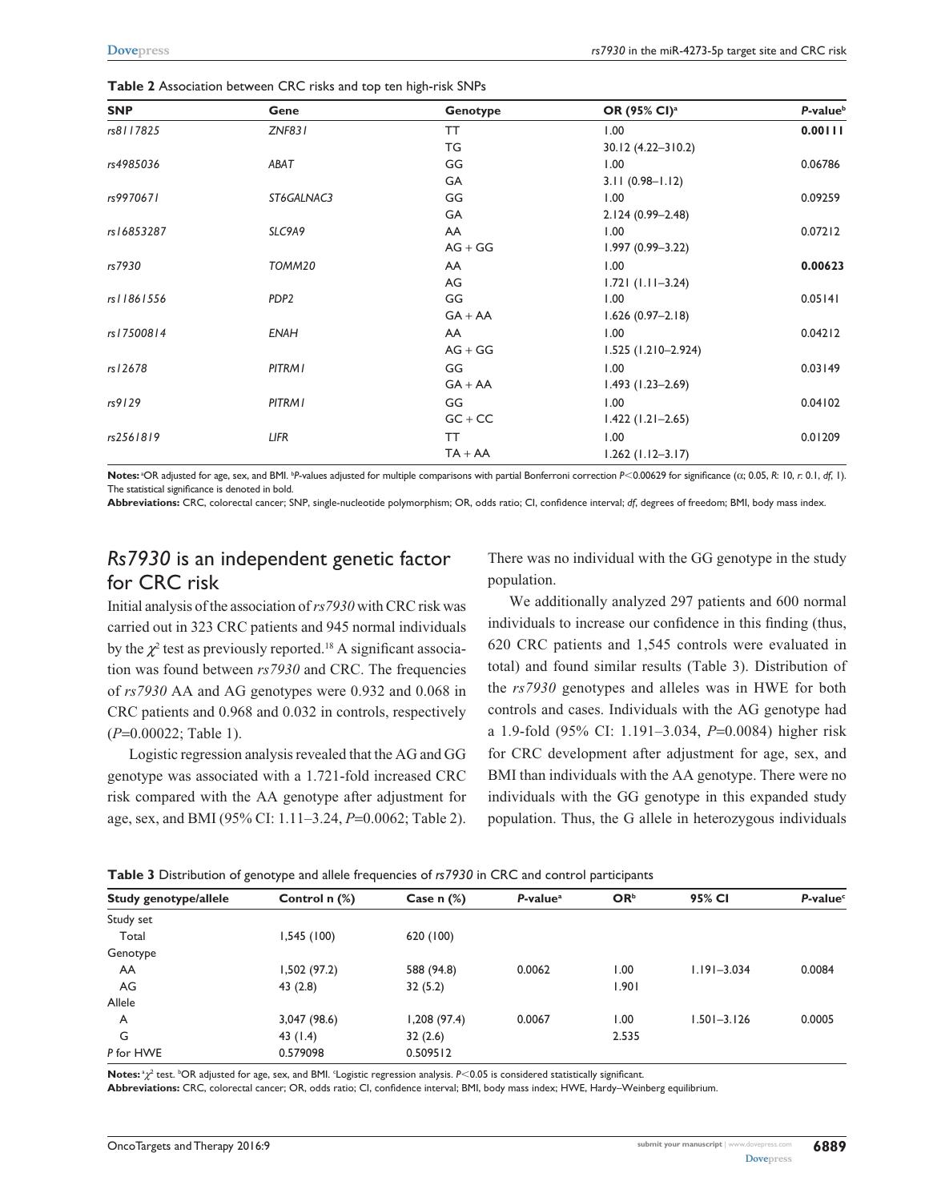**Table 2** Association between CRC risks and top ten high-risk SNPs

| SNP | Gene | Genotype | OR (95% CI)[a] | *P*-value[b] |
|---|---|---|---|---|
| *rs8117825* | *ZNF831* | TT | 1.00 | **0.00111** |
| | | TG | 30.12 (4.22–310.2) | |
| *rs4985036* | *ABAT* | GG | 1.00 | 0.06786 |
| | | GA | 3.11 (0.98–1.12) | |
| *rs9970671* | *ST6GALNAC3* | GG | 1.00 | 0.09259 |
| | | GA | 2.124 (0.99–2.48) | |
| *rs16853287* | *SLC9A9* | AA | 1.00 | 0.07212 |
| | | AG + GG | 1.997 (0.99–3.22) | |
| *rs7930* | *TOMM20* | AA | 1.00 | **0.00623** |
| | | AG | 1.721 (1.11–3.24) | |
| *rs11861556* | *PDP2* | GG | 1.00 | 0.05141 |
| | | GA + AA | 1.626 (0.97–2.18) | |
| *rs17500814* | *ENAH* | AA | 1.00 | 0.04212 |
| | | AG + GG | 1.525 (1.210–2.924) | |
| *rs12678* | *PITRM1* | GG | 1.00 | 0.03149 |
| | | GA + AA | 1.493 (1.23–2.69) | |
| *rs9129* | *PITRM1* | GG | 1.00 | 0.04102 |
| | | GC + CC | 1.422 (1.21–2.65) | |
| *rs2561819* | *LIFR* | TT | 1.00 | 0.01209 |
| | | TA + AA | 1.262 (1.12–3.17) | |

**Notes:** [a]OR adjusted for age, sex, and BMI. [b]*P*-values adjusted for multiple comparisons with partial Bonferroni correction $P<0.00629$ for significance ($\alpha$; 0.05, *R*: 10, *r*: 0.1, *df*, 1). The statistical significance is denoted in bold.

**Abbreviations:** CRC, colorectal cancer; SNP, single-nucleotide polymorphism; OR, odds ratio; CI, confidence interval; *df*, degrees of freedom; BMI, body mass index.

## *Rs7930* is an independent genetic factor for CRC risk

Initial analysis of the association of *rs7930* with CRC risk was carried out in 323 CRC patients and 945 normal individuals by the $\chi^2$ test as previously reported.[18] A significant association was found between *rs7930* and CRC. The frequencies of *rs7930* AA and AG genotypes were 0.932 and 0.068 in CRC patients and 0.968 and 0.032 in controls, respectively ($P$=0.00022; Table 1).

Logistic regression analysis revealed that the AG and GG genotype was associated with a 1.721-fold increased CRC risk compared with the AA genotype after adjustment for age, sex, and BMI (95% CI: 1.11–3.24, $P$=0.0062; Table 2). There was no individual with the GG genotype in the study population.

We additionally analyzed 297 patients and 600 normal individuals to increase our confidence in this finding (thus, 620 CRC patients and 1,545 controls were evaluated in total) and found similar results (Table 3). Distribution of the *rs7930* genotypes and alleles was in HWE for both controls and cases. Individuals with the AG genotype had a 1.9-fold (95% CI: 1.191–3.034, $P$=0.0084) higher risk for CRC development after adjustment for age, sex, and BMI than individuals with the AA genotype. There were no individuals with the GG genotype in this expanded study population. Thus, the G allele in heterozygous individuals

**Table 3** Distribution of genotype and allele frequencies of *rs7930* in CRC and control participants

| Study genotype/allele | Control n (%) | Case n (%) | *P*-value[a] | OR[b] | 95% CI | *P*-value[c] |
|---|---|---|---|---|---|---|
| Study set | | | | | | |
| Total | 1,545 (100) | 620 (100) | | | | |
| Genotype | | | | | | |
| AA | 1,502 (97.2) | 588 (94.8) | 0.0062 | 1.00 | 1.191–3.034 | 0.0084 |
| AG | 43 (2.8) | 32 (5.2) | | 1.901 | | |
| Allele | | | | | | |
| A | 3,047 (98.6) | 1,208 (97.4) | 0.0067 | 1.00 | 1.501–3.126 | 0.0005 |
| G | 43 (1.4) | 32 (2.6) | | 2.535 | | |
| *P* for HWE | 0.579098 | 0.509512 | | | | |

**Notes:** [a]$\chi^2$ test. [b]OR adjusted for age, sex, and BMI. [c]Logistic regression analysis. $P<0.05$ is considered statistically significant.

**Abbreviations:** CRC, colorectal cancer; OR, odds ratio; CI, confidence interval; BMI, body mass index; HWE, Hardy–Weinberg equilibrium.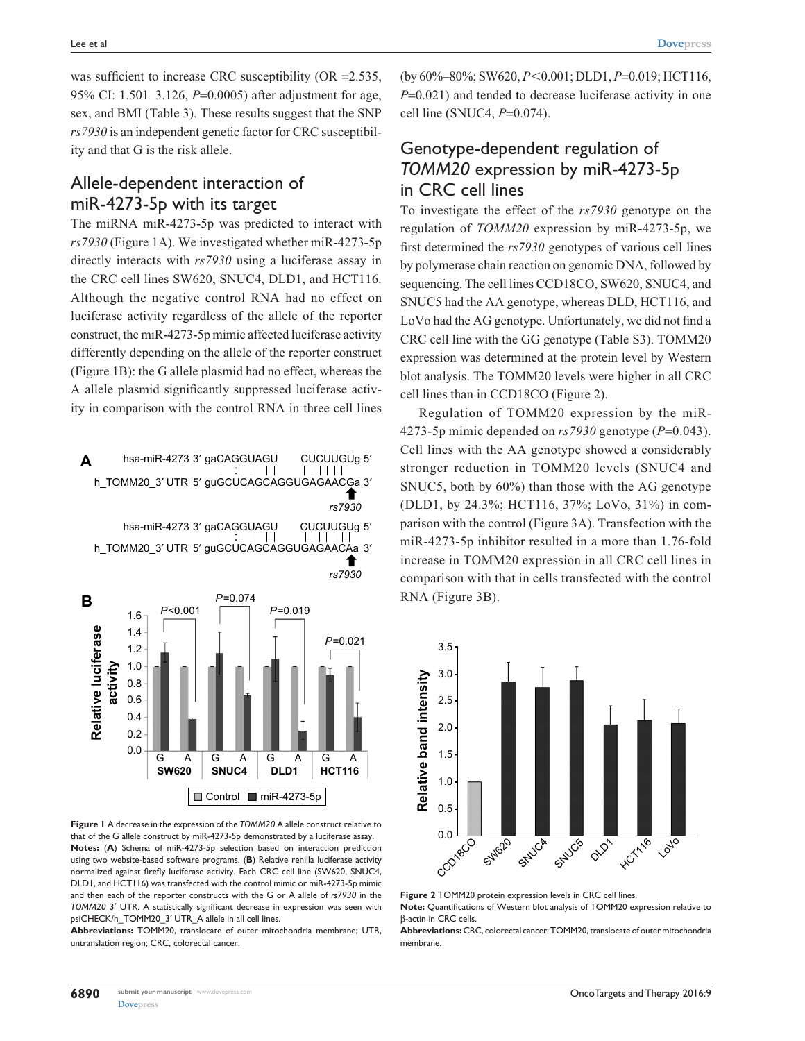was sufficient to increase CRC susceptibility (OR =2.535, 95% CI: 1.501–3.126, $P$=0.0005) after adjustment for age, sex, and BMI (Table 3). These results suggest that the SNP *rs7930* is an independent genetic factor for CRC susceptibility and that G is the risk allele.

## Allele-dependent interaction of miR-4273-5p with its target

The miRNA miR-4273-5p was predicted to interact with *rs7930* (Figure 1A). We investigated whether miR-4273-5p directly interacts with *rs7930* using a luciferase assay in the CRC cell lines SW620, SNUC4, DLD1, and HCT116. Although the negative control RNA had no effect on luciferase activity regardless of the allele of the reporter construct, the miR-4273-5p mimic affected luciferase activity differently depending on the allele of the reporter construct (Figure 1B): the G allele plasmid had no effect, whereas the A allele plasmid significantly suppressed luciferase activity in comparison with the control RNA in three cell lines (by 60%–80%; SW620, $P<0.001$; DLD1, $P$=0.019; HCT116, $P$=0.021) and tended to decrease luciferase activity in one cell line (SNUC4, $P$=0.074).

**Figure 1** A decrease in the expression of the *TOMM20* A allele construct relative to that of the G allele construct by miR-4273-5p demonstrated by a luciferase assay.

**Notes:** (**A**) Schema of miR-4273-5p selection based on interaction prediction using two website-based software programs. (**B**) Relative renilla luciferase activity normalized against firefly luciferase activity. Each CRC cell line (SW620, SNUC4, DLD1, and HCT116) was transfected with the control mimic or miR-4273-5p mimic and then each of the reporter constructs with the G or A allele of *rs7930* in the *TOMM20* 3′ UTR. A statistically significant decrease in expression was seen with psiCHECK/h_TOMM20_3′ UTR_A allele in all cell lines.

**Abbreviations:** TOMM20, translocate of outer mitochondria membrane; UTR, untranslation region; CRC, colorectal cancer.

## Genotype-dependent regulation of *TOMM20* expression by miR-4273-5p in CRC cell lines

To investigate the effect of the *rs7930* genotype on the regulation of *TOMM20* expression by miR-4273-5p, we first determined the *rs7930* genotypes of various cell lines by polymerase chain reaction on genomic DNA, followed by sequencing. The cell lines CCD18CO, SW620, SNUC4, and SNUC5 had the AA genotype, whereas DLD, HCT116, and LoVo had the AG genotype. Unfortunately, we did not find a CRC cell line with the GG genotype (Table S3). TOMM20 expression was determined at the protein level by Western blot analysis. The TOMM20 levels were higher in all CRC cell lines than in CCD18CO (Figure 2).

Regulation of TOMM20 expression by the miR-4273-5p mimic depended on *rs7930* genotype ($P$=0.043). Cell lines with the AA genotype showed a considerably stronger reduction in TOMM20 levels (SNUC4 and SNUC5, both by 60%) than those with the AG genotype (DLD1, by 24.3%; HCT116, 37%; LoVo, 31%) in comparison with the control (Figure 3A). Transfection with the miR-4273-5p inhibitor resulted in a more than 1.76-fold increase in TOMM20 expression in all CRC cell lines in comparison with that in cells transfected with the control RNA (Figure 3B).

**Figure 2** TOMM20 protein expression levels in CRC cell lines.

**Note:** Quantifications of Western blot analysis of TOMM20 expression relative to β-actin in CRC cells.

**Abbreviations:** CRC, colorectal cancer; TOMM20, translocate of outer mitochondria membrane.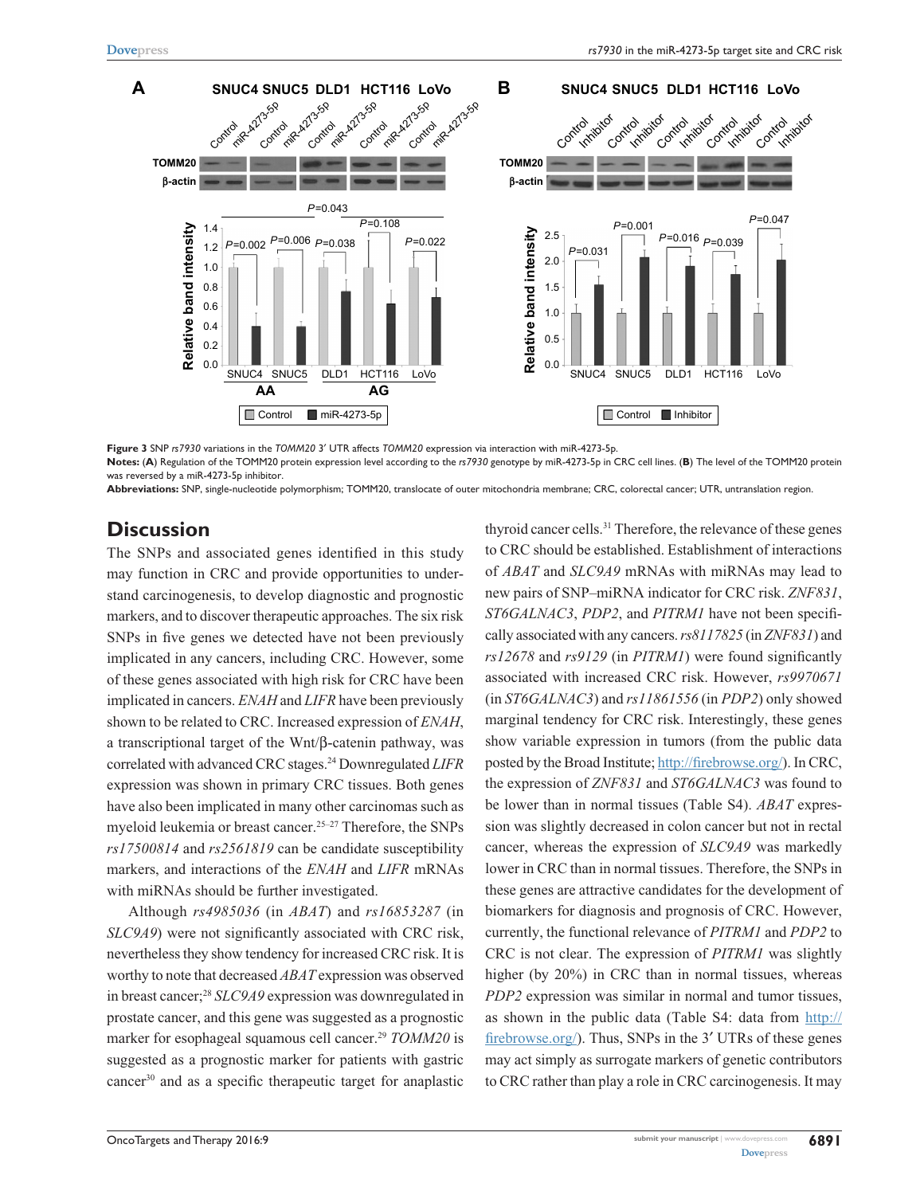**Figure 3** SNP *rs7930* variations in the *TOMM20* 3′ UTR affects *TOMM20* expression via interaction with miR-4273-5p.

**Notes:** (**A**) Regulation of the TOMM20 protein expression level according to the *rs7930* genotype by miR-4273-5p in CRC cell lines. (**B**) The level of the TOMM20 protein was reversed by a miR-4273-5p inhibitor.

**Abbreviations:** SNP, single-nucleotide polymorphism; TOMM20, translocate of outer mitochondria membrane; CRC, colorectal cancer; UTR, untranslation region.

## Discussion

The SNPs and associated genes identified in this study may function in CRC and provide opportunities to understand carcinogenesis, to develop diagnostic and prognostic markers, and to discover therapeutic approaches. The six risk SNPs in five genes we detected have not been previously implicated in any cancers, including CRC. However, some of these genes associated with high risk for CRC have been implicated in cancers. *ENAH* and *LIFR* have been previously shown to be related to CRC. Increased expression of *ENAH*, a transcriptional target of the Wnt/β-catenin pathway, was correlated with advanced CRC stages.[24] Downregulated *LIFR* expression was shown in primary CRC tissues. Both genes have also been implicated in many other carcinomas such as myeloid leukemia or breast cancer.[25–27] Therefore, the SNPs *rs17500814* and *rs2561819* can be candidate susceptibility markers, and interactions of the *ENAH* and *LIFR* mRNAs with miRNAs should be further investigated.

Although *rs4985036* (in *ABAT*) and *rs16853287* (in *SLC9A9*) were not significantly associated with CRC risk, nevertheless they show tendency for increased CRC risk. It is worthy to note that decreased *ABAT* expression was observed in breast cancer;[28] *SLC9A9* expression was downregulated in prostate cancer, and this gene was suggested as a prognostic marker for esophageal squamous cell cancer.[29] *TOMM20* is suggested as a prognostic marker for patients with gastric cancer[30] and as a specific therapeutic target for anaplastic thyroid cancer cells.[31] Therefore, the relevance of these genes to CRC should be established. Establishment of interactions of *ABAT* and *SLC9A9* mRNAs with miRNAs may lead to new pairs of SNP–miRNA indicator for CRC risk. *ZNF831*, *ST6GALNAC3*, *PDP2*, and *PITRM1* have not been specifically associated with any cancers. *rs8117825* (in *ZNF831*) and *rs12678* and *rs9129* (in *PITRM1*) were found significantly associated with increased CRC risk. However, *rs9970671* (in *ST6GALNAC3*) and *rs11861556* (in *PDP2*) only showed marginal tendency for CRC risk. Interestingly, these genes show variable expression in tumors (from the public data posted by the Broad Institute; http://firebrowse.org/). In CRC, the expression of *ZNF831* and *ST6GALNAC3* was found to be lower than in normal tissues (Table S4). *ABAT* expression was slightly decreased in colon cancer but not in rectal cancer, whereas the expression of *SLC9A9* was markedly lower in CRC than in normal tissues. Therefore, the SNPs in these genes are attractive candidates for the development of biomarkers for diagnosis and prognosis of CRC. However, currently, the functional relevance of *PITRM1* and *PDP2* to CRC is not clear. The expression of *PITRM1* was slightly higher (by 20%) in CRC than in normal tissues, whereas *PDP2* expression was similar in normal and tumor tissues, as shown in the public data (Table S4: data from http://firebrowse.org/). Thus, SNPs in the 3′ UTRs of these genes may act simply as surrogate markers of genetic contributors to CRC rather than play a role in CRC carcinogenesis. It may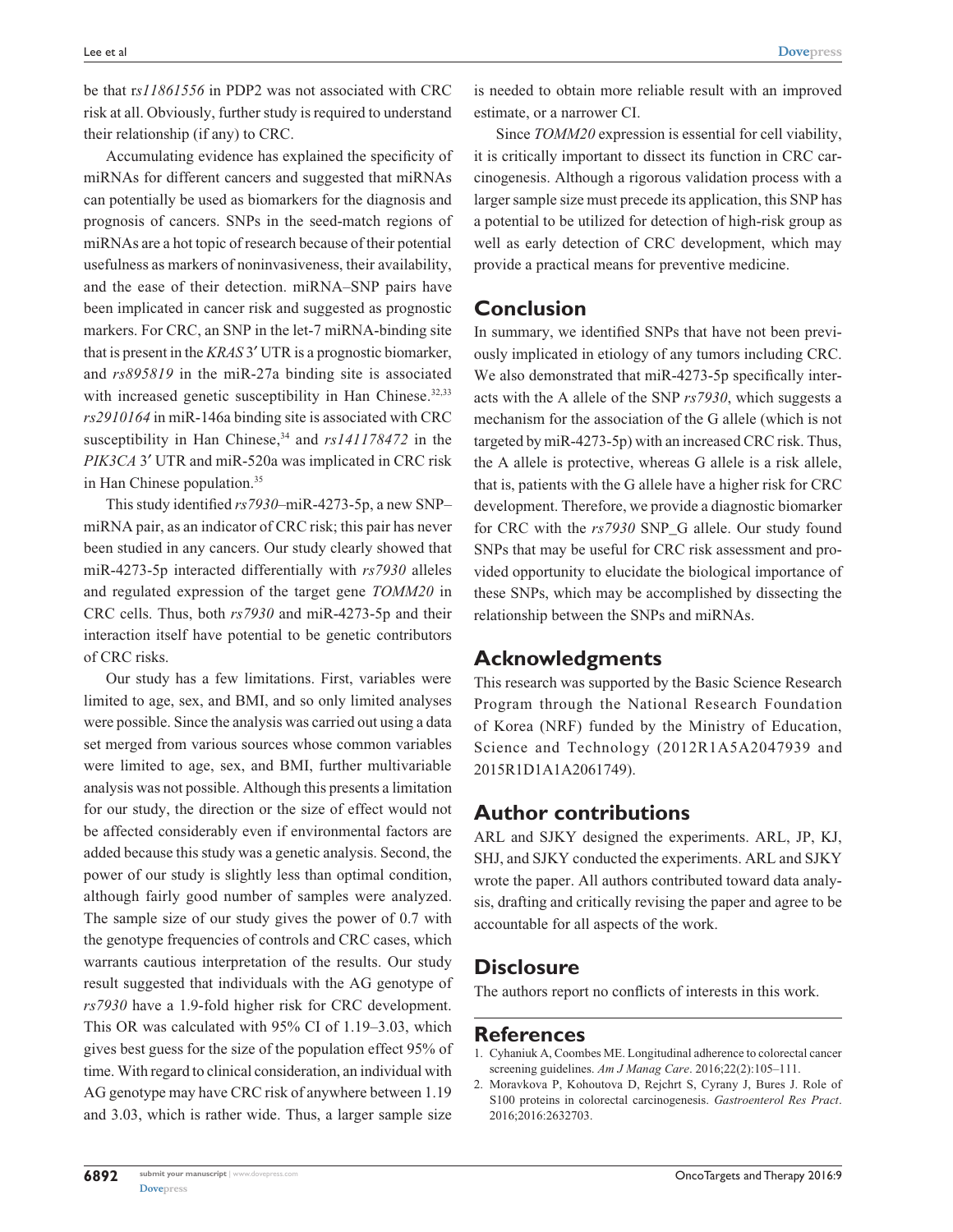be that r*s11861556* in PDP2 was not associated with CRC risk at all. Obviously, further study is required to understand their relationship (if any) to CRC.

Accumulating evidence has explained the specificity of miRNAs for different cancers and suggested that miRNAs can potentially be used as biomarkers for the diagnosis and prognosis of cancers. SNPs in the seed-match regions of miRNAs are a hot topic of research because of their potential usefulness as markers of noninvasiveness, their availability, and the ease of their detection. miRNA–SNP pairs have been implicated in cancer risk and suggested as prognostic markers. For CRC, an SNP in the let-7 miRNA-binding site that is present in the *KRAS* 3′ UTR is a prognostic biomarker, and *rs895819* in the miR-27a binding site is associated with increased genetic susceptibility in Han Chinese.[32,33] *rs2910164* in miR-146a binding site is associated with CRC susceptibility in Han Chinese,[34] and *rs141178472* in the *PIK3CA* 3′ UTR and miR-520a was implicated in CRC risk in Han Chinese population.[35]

This study identified *rs7930*–miR-4273-5p, a new SNP–miRNA pair, as an indicator of CRC risk; this pair has never been studied in any cancers. Our study clearly showed that miR-4273-5p interacted differentially with *rs7930* alleles and regulated expression of the target gene *TOMM20* in CRC cells. Thus, both *rs7930* and miR-4273-5p and their interaction itself have potential to be genetic contributors of CRC risks.

Our study has a few limitations. First, variables were limited to age, sex, and BMI, and so only limited analyses were possible. Since the analysis was carried out using a data set merged from various sources whose common variables were limited to age, sex, and BMI, further multivariable analysis was not possible. Although this presents a limitation for our study, the direction or the size of effect would not be affected considerably even if environmental factors are added because this study was a genetic analysis. Second, the power of our study is slightly less than optimal condition, although fairly good number of samples were analyzed. The sample size of our study gives the power of 0.7 with the genotype frequencies of controls and CRC cases, which warrants cautious interpretation of the results. Our study result suggested that individuals with the AG genotype of *rs7930* have a 1.9-fold higher risk for CRC development. This OR was calculated with 95% CI of 1.19–3.03, which gives best guess for the size of the population effect 95% of time. With regard to clinical consideration, an individual with AG genotype may have CRC risk of anywhere between 1.19 and 3.03, which is rather wide. Thus, a larger sample size is needed to obtain more reliable result with an improved estimate, or a narrower CI.

Since *TOMM20* expression is essential for cell viability, it is critically important to dissect its function in CRC carcinogenesis. Although a rigorous validation process with a larger sample size must precede its application, this SNP has a potential to be utilized for detection of high-risk group as well as early detection of CRC development, which may provide a practical means for preventive medicine.

## Conclusion

In summary, we identified SNPs that have not been previously implicated in etiology of any tumors including CRC. We also demonstrated that miR-4273-5p specifically interacts with the A allele of the SNP *rs7930*, which suggests a mechanism for the association of the G allele (which is not targeted by miR-4273-5p) with an increased CRC risk. Thus, the A allele is protective, whereas G allele is a risk allele, that is, patients with the G allele have a higher risk for CRC development. Therefore, we provide a diagnostic biomarker for CRC with the *rs7930* SNP_G allele. Our study found SNPs that may be useful for CRC risk assessment and provided opportunity to elucidate the biological importance of these SNPs, which may be accomplished by dissecting the relationship between the SNPs and miRNAs.

## Acknowledgments

This research was supported by the Basic Science Research Program through the National Research Foundation of Korea (NRF) funded by the Ministry of Education, Science and Technology (2012R1A5A2047939 and 2015R1D1A1A2061749).

## Author contributions

ARL and SJKY designed the experiments. ARL, JP, KJ, SHJ, and SJKY conducted the experiments. ARL and SJKY wrote the paper. All authors contributed toward data analysis, drafting and critically revising the paper and agree to be accountable for all aspects of the work.

## Disclosure

The authors report no conflicts of interests in this work.

## References

1. Cyhaniuk A, Coombes ME. Longitudinal adherence to colorectal cancer screening guidelines. *Am J Manag Care*. 2016;22(2):105–111.
2. Moravkova P, Kohoutova D, Rejchrt S, Cyrany J, Bures J. Role of S100 proteins in colorectal carcinogenesis. *Gastroenterol Res Pract*. 2016;2016:2632703.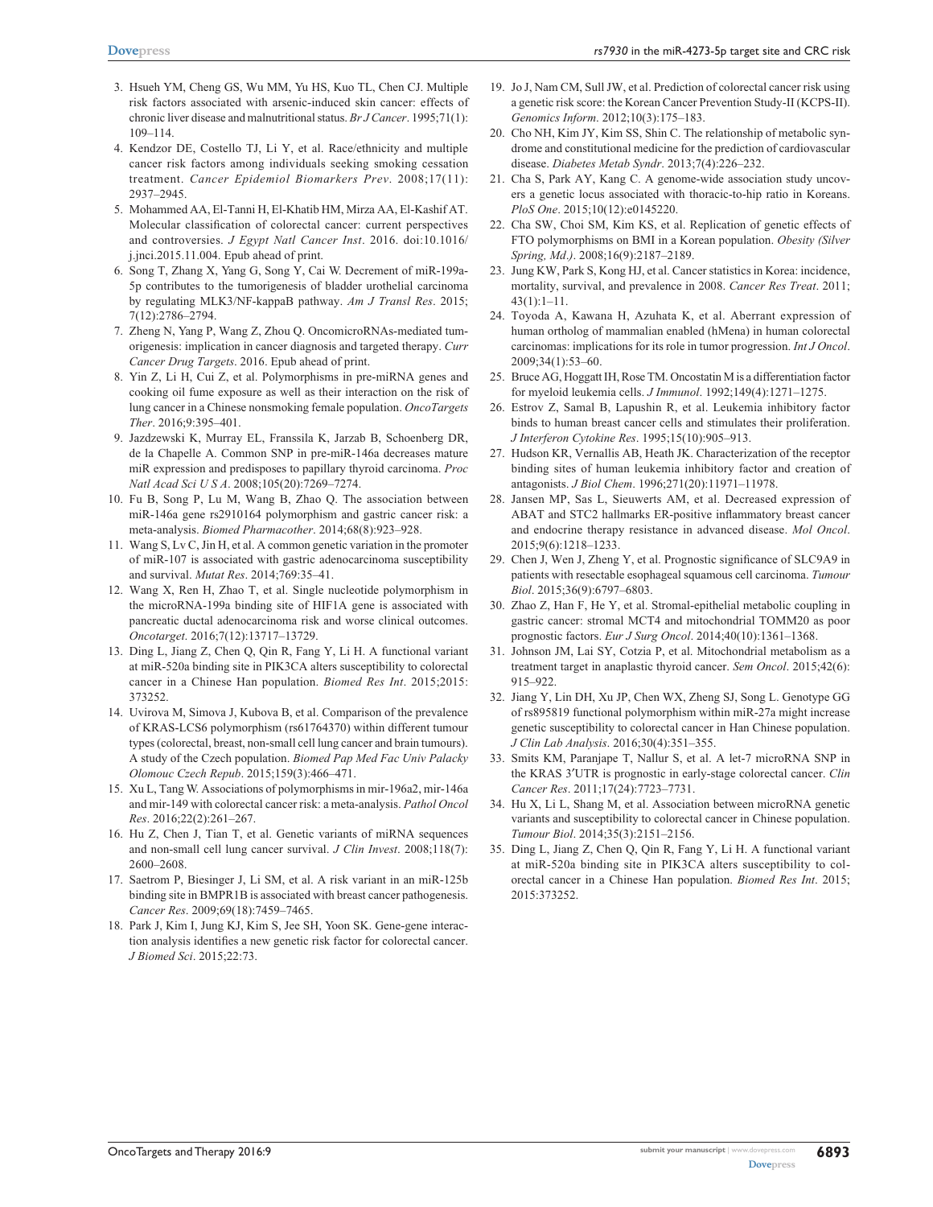3. Hsueh YM, Cheng GS, Wu MM, Yu HS, Kuo TL, Chen CJ. Multiple risk factors associated with arsenic-induced skin cancer: effects of chronic liver disease and malnutritional status. *Br J Cancer*. 1995;71(1):109–114.
4. Kendzor DE, Costello TJ, Li Y, et al. Race/ethnicity and multiple cancer risk factors among individuals seeking smoking cessation treatment. *Cancer Epidemiol Biomarkers Prev*. 2008;17(11):2937–2945.
5. Mohammed AA, El-Tanni H, El-Khatib HM, Mirza AA, El-Kashif AT. Molecular classification of colorectal cancer: current perspectives and controversies. *J Egypt Natl Cancer Inst*. 2016. doi:10.1016/j.jnci.2015.11.004. Epub ahead of print.
6. Song T, Zhang X, Yang G, Song Y, Cai W. Decrement of miR-199a-5p contributes to the tumorigenesis of bladder urothelial carcinoma by regulating MLK3/NF-kappaB pathway. *Am J Transl Res*. 2015;7(12):2786–2794.
7. Zheng N, Yang P, Wang Z, Zhou Q. OncomicroRNAs-mediated tumorigenesis: implication in cancer diagnosis and targeted therapy. *Curr Cancer Drug Targets*. 2016. Epub ahead of print.
8. Yin Z, Li H, Cui Z, et al. Polymorphisms in pre-miRNA genes and cooking oil fume exposure as well as their interaction on the risk of lung cancer in a Chinese nonsmoking female population. *OncoTargets Ther*. 2016;9:395–401.
9. Jazdzewski K, Murray EL, Franssila K, Jarzab B, Schoenberg DR, de la Chapelle A. Common SNP in pre-miR-146a decreases mature miR expression and predisposes to papillary thyroid carcinoma. *Proc Natl Acad Sci U S A*. 2008;105(20):7269–7274.
10. Fu B, Song P, Lu M, Wang B, Zhao Q. The association between miR-146a gene rs2910164 polymorphism and gastric cancer risk: a meta-analysis. *Biomed Pharmacother*. 2014;68(8):923–928.
11. Wang S, Lv C, Jin H, et al. A common genetic variation in the promoter of miR-107 is associated with gastric adenocarcinoma susceptibility and survival. *Mutat Res*. 2014;769:35–41.
12. Wang X, Ren H, Zhao T, et al. Single nucleotide polymorphism in the microRNA-199a binding site of HIF1A gene is associated with pancreatic ductal adenocarcinoma risk and worse clinical outcomes. *Oncotarget*. 2016;7(12):13717–13729.
13. Ding L, Jiang Z, Chen Q, Qin R, Fang Y, Li H. A functional variant at miR-520a binding site in PIK3CA alters susceptibility to colorectal cancer in a Chinese Han population. *Biomed Res Int*. 2015;2015:373252.
14. Uvirova M, Simova J, Kubova B, et al. Comparison of the prevalence of KRAS-LCS6 polymorphism (rs61764370) within different tumour types (colorectal, breast, non-small cell lung cancer and brain tumours). A study of the Czech population. *Biomed Pap Med Fac Univ Palacky Olomouc Czech Repub*. 2015;159(3):466–471.
15. Xu L, Tang W. Associations of polymorphisms in mir-196a2, mir-146a and mir-149 with colorectal cancer risk: a meta-analysis. *Pathol Oncol Res*. 2016;22(2):261–267.
16. Hu Z, Chen J, Tian T, et al. Genetic variants of miRNA sequences and non-small cell lung cancer survival. *J Clin Invest*. 2008;118(7):2600–2608.
17. Saetrom P, Biesinger J, Li SM, et al. A risk variant in an miR-125b binding site in BMPR1B is associated with breast cancer pathogenesis. *Cancer Res*. 2009;69(18):7459–7465.
18. Park J, Kim I, Jung KJ, Kim S, Jee SH, Yoon SK. Gene-gene interaction analysis identifies a new genetic risk factor for colorectal cancer. *J Biomed Sci*. 2015;22:73.
19. Jo J, Nam CM, Sull JW, et al. Prediction of colorectal cancer risk using a genetic risk score: the Korean Cancer Prevention Study-II (KCPS-II). *Genomics Inform*. 2012;10(3):175–183.
20. Cho NH, Kim JY, Kim SS, Shin C. The relationship of metabolic syndrome and constitutional medicine for the prediction of cardiovascular disease. *Diabetes Metab Syndr*. 2013;7(4):226–232.
21. Cha S, Park AY, Kang C. A genome-wide association study uncovers a genetic locus associated with thoracic-to-hip ratio in Koreans. *PloS One*. 2015;10(12):e0145220.
22. Cha SW, Choi SM, Kim KS, et al. Replication of genetic effects of FTO polymorphisms on BMI in a Korean population. *Obesity (Silver Spring, Md.)*. 2008;16(9):2187–2189.
23. Jung KW, Park S, Kong HJ, et al. Cancer statistics in Korea: incidence, mortality, survival, and prevalence in 2008. *Cancer Res Treat*. 2011;43(1):1–11.
24. Toyoda A, Kawana H, Azuhata K, et al. Aberrant expression of human ortholog of mammalian enabled (hMena) in human colorectal carcinomas: implications for its role in tumor progression. *Int J Oncol*. 2009;34(1):53–60.
25. Bruce AG, Hoggatt IH, Rose TM. Oncostatin M is a differentiation factor for myeloid leukemia cells. *J Immunol*. 1992;149(4):1271–1275.
26. Estrov Z, Samal B, Lapushin R, et al. Leukemia inhibitory factor binds to human breast cancer cells and stimulates their proliferation. *J Interferon Cytokine Res*. 1995;15(10):905–913.
27. Hudson KR, Vernallis AB, Heath JK. Characterization of the receptor binding sites of human leukemia inhibitory factor and creation of antagonists. *J Biol Chem*. 1996;271(20):11971–11978.
28. Jansen MP, Sas L, Sieuwerts AM, et al. Decreased expression of ABAT and STC2 hallmarks ER-positive inflammatory breast cancer and endocrine therapy resistance in advanced disease. *Mol Oncol*. 2015;9(6):1218–1233.
29. Chen J, Wen J, Zheng Y, et al. Prognostic significance of SLC9A9 in patients with resectable esophageal squamous cell carcinoma. *Tumour Biol*. 2015;36(9):6797–6803.
30. Zhao Z, Han F, He Y, et al. Stromal-epithelial metabolic coupling in gastric cancer: stromal MCT4 and mitochondrial TOMM20 as poor prognostic factors. *Eur J Surg Oncol*. 2014;40(10):1361–1368.
31. Johnson JM, Lai SY, Cotzia P, et al. Mitochondrial metabolism as a treatment target in anaplastic thyroid cancer. *Sem Oncol*. 2015;42(6):915–922.
32. Jiang Y, Lin DH, Xu JP, Chen WX, Zheng SJ, Song L. Genotype GG of rs895819 functional polymorphism within miR-27a might increase genetic susceptibility to colorectal cancer in Han Chinese population. *J Clin Lab Analysis*. 2016;30(4):351–355.
33. Smits KM, Paranjape T, Nallur S, et al. A let-7 microRNA SNP in the KRAS 3′UTR is prognostic in early-stage colorectal cancer. *Clin Cancer Res*. 2011;17(24):7723–7731.
34. Hu X, Li L, Shang M, et al. Association between microRNA genetic variants and susceptibility to colorectal cancer in Chinese population. *Tumour Biol*. 2014;35(3):2151–2156.
35. Ding L, Jiang Z, Chen Q, Qin R, Fang Y, Li H. A functional variant at miR-520a binding site in PIK3CA alters susceptibility to colorectal cancer in a Chinese Han population. *Biomed Res Int*. 2015;2015:373252.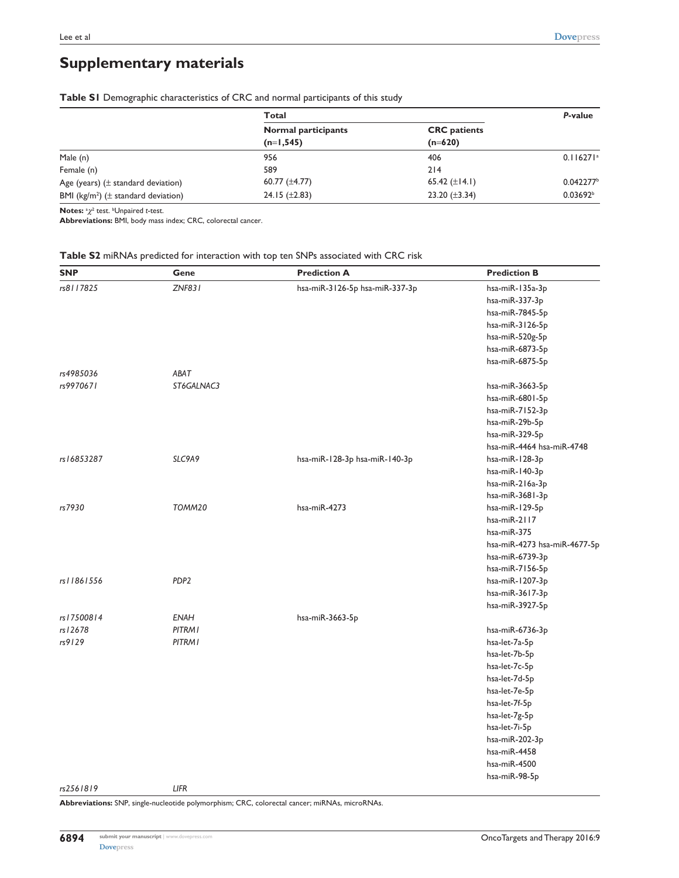# Supplementary materials

**Table S1** Demographic characteristics of CRC and normal participants of this study

| | Total | | *P*-value |
|---|---|---|---|
| | **Normal participants (n=1,545)** | **CRC patients (n=620)** | |
| Male (n) | 956 | 406 | 0.116271[a] |
| Female (n) | 589 | 214 | |
| Age (years) (± standard deviation) | 60.77 (±4.77) | 65.42 (±14.1) | 0.042277[b] |
| BMI (kg/m$^2$) (± standard deviation) | 24.15 (±2.83) | 23.20 (±3.34) | 0.03692[b] |

**Notes:** [a]$\chi^2$ test. [b]Unpaired *t*-test.
**Abbreviations:** BMI, body mass index; CRC, colorectal cancer.

**Table S2** miRNAs predicted for interaction with top ten SNPs associated with CRC risk

| SNP | Gene | Prediction A | Prediction B |
|---|---|---|---|
| *rs8117825* | *ZNF831* | hsa-miR-3126-5p hsa-miR-337-3p | hsa-miR-135a-3p<br>hsa-miR-337-3p<br>hsa-miR-7845-5p<br>hsa-miR-3126-5p<br>hsa-miR-520g-5p<br>hsa-miR-6873-5p<br>hsa-miR-6875-5p |
| *rs4985036* | *ABAT* | | |
| *rs9970671* | *ST6GALNAC3* | | hsa-miR-3663-5p<br>hsa-miR-6801-5p<br>hsa-miR-7152-3p<br>hsa-miR-29b-5p<br>hsa-miR-329-5p<br>hsa-miR-4464 hsa-miR-4748 |
| *rs16853287* | *SLC9A9* | hsa-miR-128-3p hsa-miR-140-3p | hsa-miR-128-3p<br>hsa-miR-140-3p<br>hsa-miR-216a-3p<br>hsa-miR-3681-3p |
| *rs7930* | *TOMM20* | hsa-miR-4273 | hsa-miR-129-5p<br>hsa-miR-2117<br>hsa-miR-375<br>hsa-miR-4273 hsa-miR-4677-5p<br>hsa-miR-6739-3p<br>hsa-miR-7156-5p |
| *rs11861556* | *PDP2* | | hsa-miR-1207-3p<br>hsa-miR-3617-3p<br>hsa-miR-3927-5p |
| *rs17500814* | *ENAH* | hsa-miR-3663-5p | |
| *rs12678* | *PITRM1* | | hsa-miR-6736-3p |
| *rs9129* | *PITRM1* | | hsa-let-7a-5p<br>hsa-let-7b-5p<br>hsa-let-7c-5p<br>hsa-let-7d-5p<br>hsa-let-7e-5p<br>hsa-let-7f-5p<br>hsa-let-7g-5p<br>hsa-let-7i-5p<br>hsa-miR-202-3p<br>hsa-miR-4458<br>hsa-miR-4500<br>hsa-miR-98-5p |
| *rs2561819* | *LIFR* | | |

**Abbreviations:** SNP, single-nucleotide polymorphism; CRC, colorectal cancer; miRNAs, microRNAs.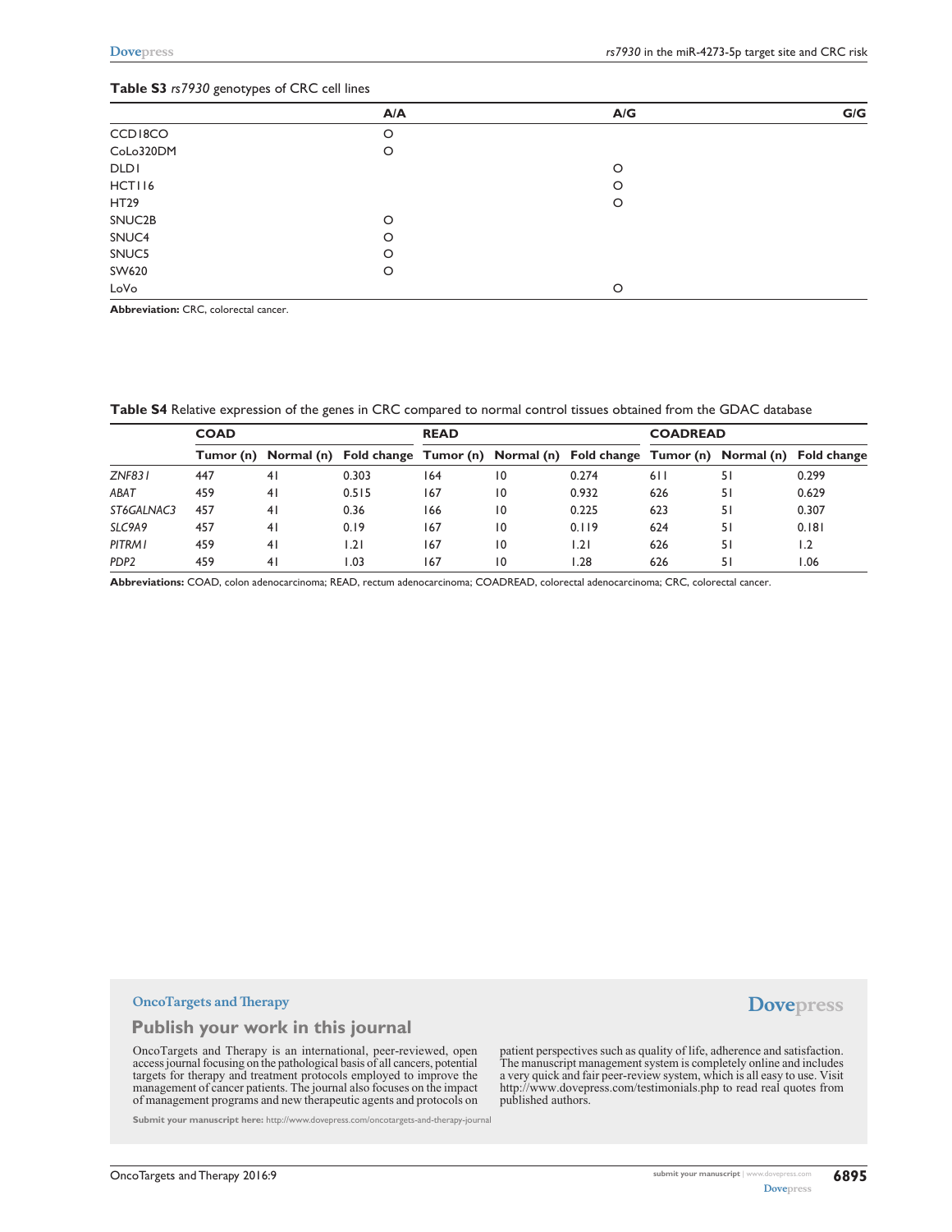**Table S3** *rs7930* genotypes of CRC cell lines

| | A/A | A/G | G/G |
|---|---|---|---|
| CCD18CO | O | | |
| CoLo320DM | O | | |
| DLD1 | | O | |
| HCT116 | | O | |
| HT29 | | O | |
| SNUC2B | O | | |
| SNUC4 | O | | |
| SNUC5 | O | | |
| SW620 | O | | |
| LoVo | | O | |

**Abbreviation:** CRC, colorectal cancer.

**Table S4** Relative expression of the genes in CRC compared to normal control tissues obtained from the GDAC database

| | COAD | | | READ | | | COADREAD | | |
|---|---|---|---|---|---|---|---|---|---|
| | Tumor (n) | Normal (n) | Fold change | Tumor (n) | Normal (n) | Fold change | Tumor (n) | Normal (n) | Fold change |
| *ZNF831* | 447 | 41 | 0.303 | 164 | 10 | 0.274 | 611 | 51 | 0.299 |
| *ABAT* | 459 | 41 | 0.515 | 167 | 10 | 0.932 | 626 | 51 | 0.629 |
| *ST6GALNAC3* | 457 | 41 | 0.36 | 166 | 10 | 0.225 | 623 | 51 | 0.307 |
| *SLC9A9* | 457 | 41 | 0.19 | 167 | 10 | 0.119 | 624 | 51 | 0.181 |
| *PITRM1* | 459 | 41 | 1.21 | 167 | 10 | 1.21 | 626 | 51 | 1.2 |
| *PDP2* | 459 | 41 | 1.03 | 167 | 10 | 1.28 | 626 | 51 | 1.06 |

**Abbreviations:** COAD, colon adenocarcinoma; READ, rectum adenocarcinoma; COADREAD, colorectal adenocarcinoma; CRC, colorectal cancer.

**OncoTargets and Therapy**

## Publish your work in this journal

OncoTargets and Therapy is an international, peer-reviewed, open access journal focusing on the pathological basis of all cancers, potential targets for therapy and treatment protocols employed to improve the management of cancer patients. The journal also focuses on the impact of management programs and new therapeutic agents and protocols on patient perspectives such as quality of life, adherence and satisfaction. The manuscript management system is completely online and includes a very quick and fair peer-review system, which is all easy to use. Visit http://www.dovepress.com/testimonials.php to read real quotes from published authors.

**Submit your manuscript here:** http://www.dovepress.com/oncotargets-and-therapy-journal